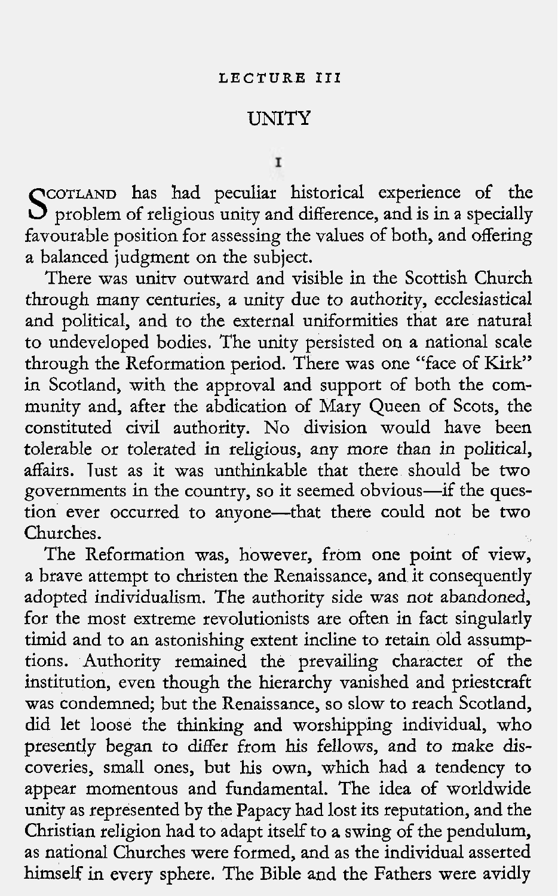LECTURE III

# UNITY

## I

Scotland has had peculiar historical experience of the problem of religious unity and difference, and is in a specially favourable position for assessing the values of both, and offering a balanced judgment on the subject.

There was unitv outward and visible in the Scottish Church through many centuries, a unity due to authority, ecclesiastical and political, and to the external uniformities that are natural to undeveloped bodies. The unity persisted on a national scale through the Reformation period. There was one "face of Kirk" in Scotland, with the approval and support of both the community and, after the abdication of Mary Queen of Scots, the constituted civil authority. No division would have been tolerable or tolerated in religious, any more than in political, affairs. Just as it was unthinkable that there should be two governments in the country, so it seemed obvious—if the question ever occurred to anyone—that there could not be two Churches.

The Reformation was, however, from one point of view, a brave attempt to christen the Renaissance, and it consequently adopted individualism. The authority side was not abandoned, for the most extreme revolutionists are often in fact singularly timid and to an astonishing extent incline to retain old assumptions. Authority remained the prevailing character of the institution, even though the hierarchy vanished and priestcraft was condemned; but the Renaissance, so slow to reach Scotland, did let loose the thinking and worshipping individual, who presently began to differ from his fellows, and to make discoveries, small ones, but his own, which had a tendency to appear momentous and fundamental. The idea of worldwide unity as represented by the Papacy had lost its reputation, and the Christian religion had to adapt itself to a swing of the pendulum, as national Churches were formed, and as the individual asserted himself in every sphere. The Bible and the Fathers were avidly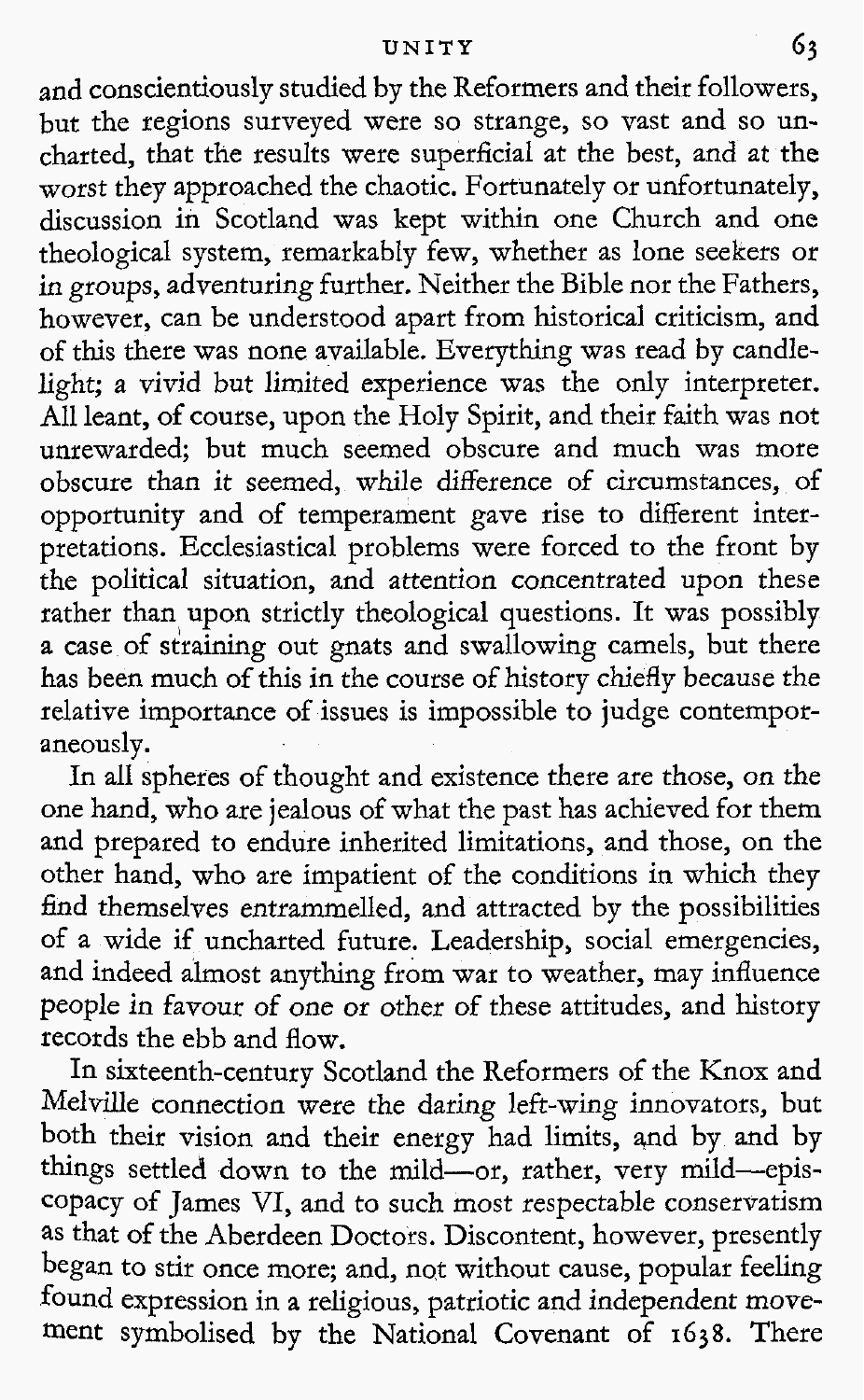and conscientiously studied by the Reformers and their followers, but the regions surveyed were so strange, so vast and so uncharted, that the results were superficial at the best, and at the worst they approached the chaotic. Fortunately or unfortunately, discussion in Scotland was kept within one Church and one theological system, remarkably few, whether as lone seekers or in groups, adventuring further. Neither the Bible nor the Fathers, however, can be understood apart from historical criticism, and of this there was none available. Everything was read by candlelight; a vivid but limited experience was the only interpreter. All leant, of course, upon the Holy Spirit, and their faith was not unrewarded; but much seemed obscure and much was more obscure than it seemed, while difference of circumstances, of opportunity and of temperament gave rise to different interpretations. Ecclesiastical problems were forced to the front by the political situation, and attention concentrated upon these rather than upon strictly theological questions. It was possibly a case of straining out gnats and swallowing camels, but there has been much of this in the course of history chiefly because the relative importance of issues is impossible to judge contemporaneously.

In all spheres of thought and existence there are those, on the one hand, who are jealous of what the past has achieved for them and prepared to endure inherited limitations, and those, on the other hand, who are impatient of the conditions in which they find themselves entrammelled, and attracted by the possibilities of a wide if uncharted future. Leadership, social emergencies, and indeed almost anything from war to weather, may influence people in favour of one or other of these attitudes, and history records the ebb and flow.

In sixteenth-century Scotland the Reformers of the Knox and Melville connection were the daring left-wing innovators, but both their vision and their energy had limits, and by and by things settled down to the mild—or, rather, very mild—episcopacy of James VI, and to such most respectable conservatism as that of the Aberdeen Doctors. Discontent, however, presently began to stir once more; and, not without cause, popular feeling found expression in a religious, patriotic and independent movement symbolised by the National Covenant of 1638. There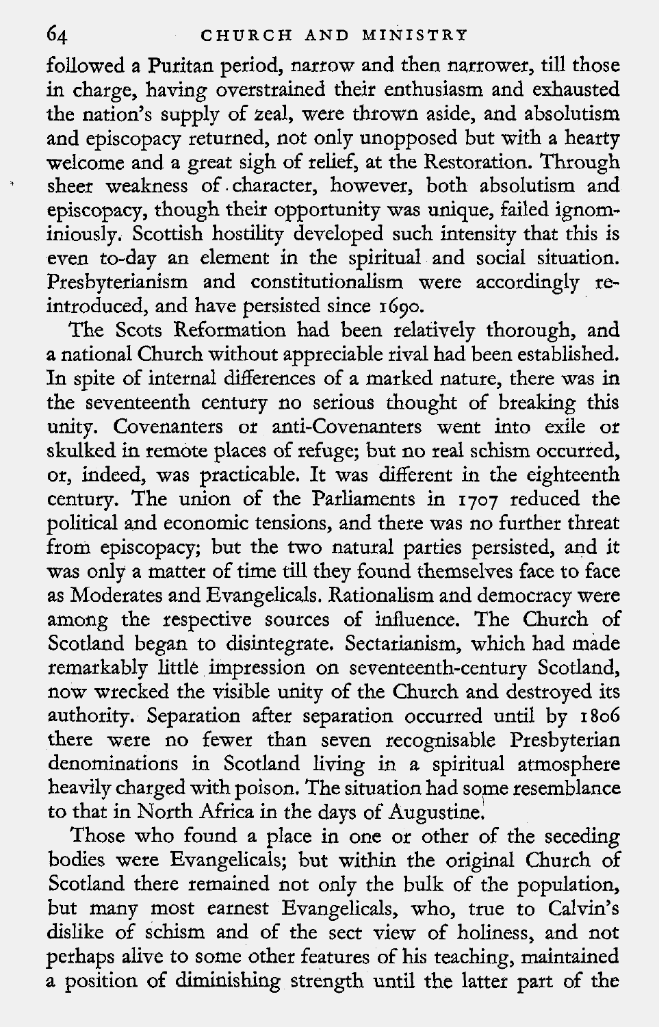followed a Puritan period, narrow and then narrower, till those in charge, having overstrained their enthusiasm and exhausted the nation's supply of zeal, were thrown aside, and absolutism and episcopacy returned, not only unopposed but with a hearty welcome and a great sigh of relief, at the Restoration. Through sheer weakness of character, however, both absolutism and episcopacy, though their opportunity was unique, failed ignominiously. Scottish hostility developed such intensity that this is even to-day an element in the spiritual and social situation. Presbyterianism and constitutionalism were accordingly re-introduced, and have persisted since 1690.

The Scots Reformation had been relatively thorough, and a national Church without appreciable rival had been established. In spite of internal differences of a marked nature, there was in the seventeenth century no serious thought of breaking this unity. Covenanters or anti-Covenanters went into exile or skulked in remote places of refuge; but no real schism occurred, or, indeed, was practicable. It was different in the eighteenth century. The union of the Parliaments in 1707 reduced the political and economic tensions, and there was no further threat from episcopacy; but the two natural parties persisted, and it was only a matter of time till they found themselves face to face as Moderates and Evangelicals. Rationalism and democracy were among the respective sources of influence. The Church of Scotland began to disintegrate. Sectarianism, which had made remarkably little impression on seventeenth-century Scotland, now wrecked the visible unity of the Church and destroyed its authority. Separation after separation occurred until by 1806 there were no fewer than seven recognisable Presbyterian denominations in Scotland living in a spiritual atmosphere heavily charged with poison. The situation had some resemblance to that in North Africa in the days of Augustine.

Those who found a place in one or other of the seceding bodies were Evangelicals; but within the original Church of Scotland there remained not only the bulk of the population, but many most earnest Evangelicals, who, true to Calvin's dislike of schism and of the sect view of holiness, and not perhaps alive to some other features of his teaching, maintained a position of diminishing strength until the latter part of the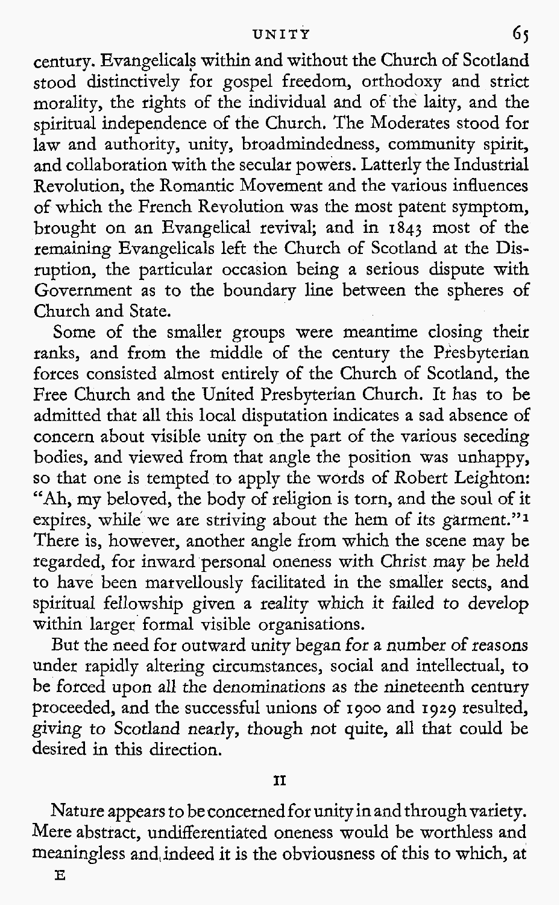century. Evangelicals within and without the Church of Scotland stood distinctively for gospel freedom, orthodoxy and strict morality, the rights of the individual and of the laity, and the spiritual independence of the Church. The Moderates stood for law and authority, unity, broadmindedness, community spirit, and collaboration with the secular powers. Latterly the Industrial Revolution, the Romantic Movement and the various influences of which the French Revolution was the most patent symptom, brought on an Evangelical revival; and in 1843 most of the remaining Evangelicals left the Church of Scotland at the Disruption, the particular occasion being a serious dispute with Government as to the boundary line between the spheres of Church and State.

Some of the smaller groups were meantime closing their ranks, and from the middle of the century the Presbyterian forces consisted almost entirely of the Church of Scotland, the Free Church and the United Presbyterian Church. It has to be admitted that all this local disputation indicates a sad absence of concern about visible unity on the part of the various seceding bodies, and viewed from that angle the position was unhappy, so that one is tempted to apply the words of Robert Leighton: "Ah, my beloved, the body of religion is torn, and the soul of it expires, while we are striving about the hem of its garment."[1] There is, however, another angle from which the scene may be regarded, for inward personal oneness with Christ may be held to have been marvellously facilitated in the smaller sects, and spiritual fellowship given a reality which it failed to develop within larger formal visible organisations.

But the need for outward unity began for a number of reasons under rapidly altering circumstances, social and intellectual, to be forced upon all the denominations as the nineteenth century proceeded, and the successful unions of 1900 and 1929 resulted, giving to Scotland nearly, though not quite, all that could be desired in this direction.

## II

Nature appears to be concerned for unity in and through variety. Mere abstract, undifferentiated oneness would be worthless and meaningless and indeed it is the obviousness of this to which, at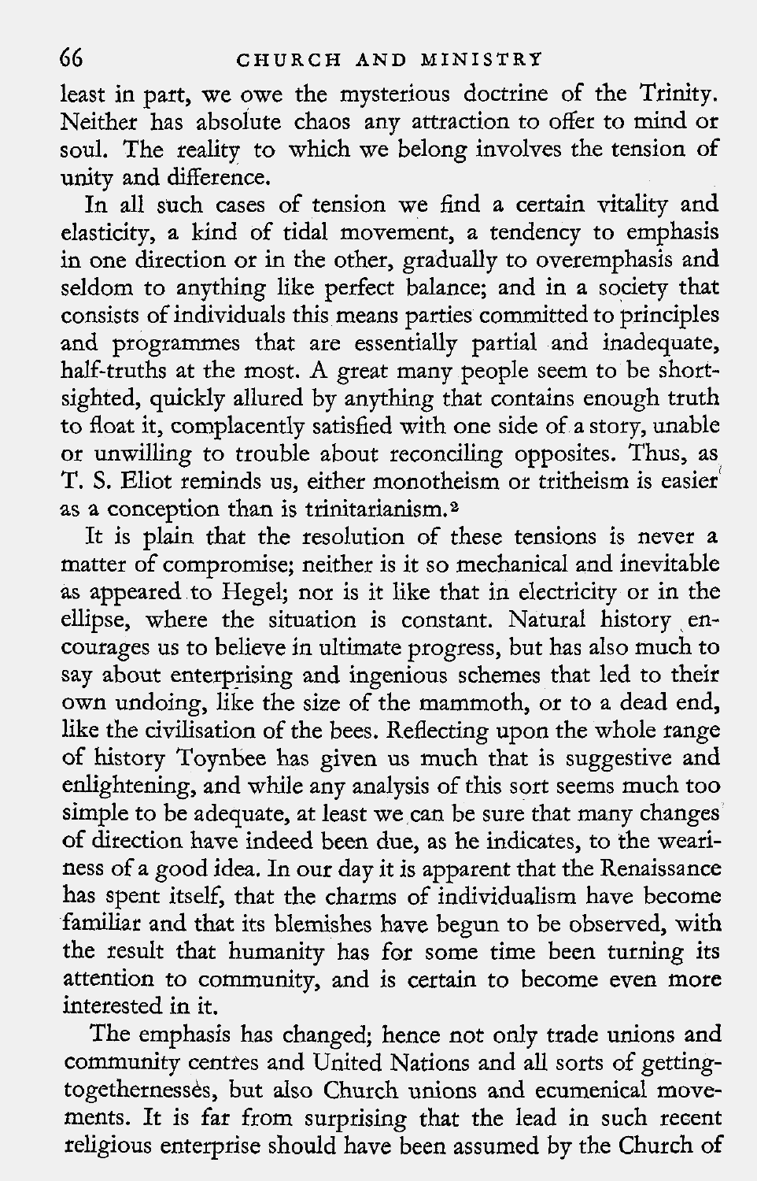least in part, we owe the mysterious doctrine of the Trinity. Neither has absolute chaos any attraction to offer to mind or soul. The reality to which we belong involves the tension of unity and difference.

In all such cases of tension we find a certain vitality and elasticity, a kind of tidal movement, a tendency to emphasis in one direction or in the other, gradually to overemphasis and seldom to anything like perfect balance; and in a society that consists of individuals this means parties committed to principles and programmes that are essentially partial and inadequate, half-truths at the most. A great many people seem to be short-sighted, quickly allured by anything that contains enough truth to float it, complacently satisfied with one side of a story, unable or unwilling to trouble about reconciling opposites. Thus, as T. S. Eliot reminds us, either monotheism or tritheism is easier as a conception than is trinitarianism.[2]

It is plain that the resolution of these tensions is never a matter of compromise; neither is it so mechanical and inevitable as appeared to Hegel; nor is it like that in electricity or in the ellipse, where the situation is constant. Natural history encourages us to believe in ultimate progress, but has also much to say about enterprising and ingenious schemes that led to their own undoing, like the size of the mammoth, or to a dead end, like the civilisation of the bees. Reflecting upon the whole range of history Toynbee has given us much that is suggestive and enlightening, and while any analysis of this sort seems much too simple to be adequate, at least we can be sure that many changes of direction have indeed been due, as he indicates, to the weariness of a good idea. In our day it is apparent that the Renaissance has spent itself, that the charms of individualism have become familiar and that its blemishes have begun to be observed, with the result that humanity has for some time been turning its attention to community, and is certain to become even more interested in it.

The emphasis has changed; hence not only trade unions and community centres and United Nations and all sorts of getting-togethernesses, but also Church unions and ecumenical movements. It is far from surprising that the lead in such recent religious enterprise should have been assumed by the Church of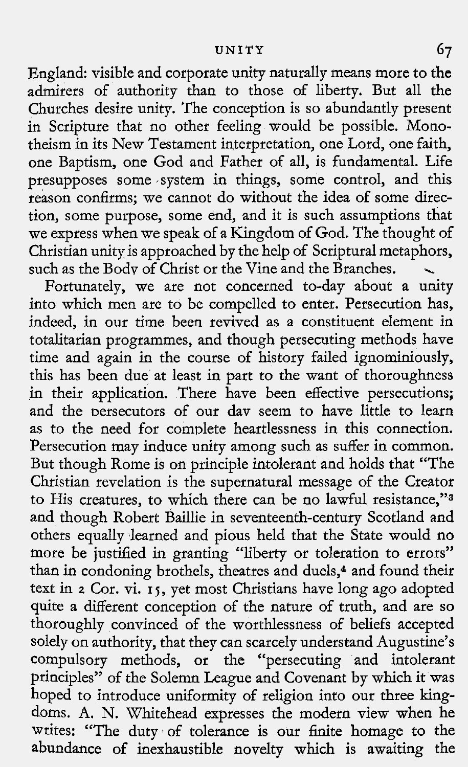England: visible and corporate unity naturally means more to the admirers of authority than to those of liberty. But all the Churches desire unity. The conception is so abundantly present in Scripture that no other feeling would be possible. Monotheism in its New Testament interpretation, one Lord, one faith, one Baptism, one God and Father of all, is fundamental. Life presupposes some system in things, some control, and this reason confirms; we cannot do without the idea of some direction, some purpose, some end, and it is such assumptions that we express when we speak of a Kingdom of God. The thought of Christian unity is approached by the help of Scriptural metaphors, such as the Body of Christ or the Vine and the Branches.

Fortunately, we are not concerned to-day about a unity into which men are to be compelled to enter. Persecution has, indeed, in our time been revived as a constituent element in totalitarian programmes, and though persecuting methods have time and again in the course of history failed ignominiously, this has been due at least in part to the want of thoroughness in their application. There have been effective persecutions; and the persecutors of our day seem to have little to learn as to the need for complete heartlessness in this connection. Persecution may induce unity among such as suffer in common. But though Rome is on principle intolerant and holds that "The Christian revelation is the supernatural message of the Creator to His creatures, to which there can be no lawful resistance,"[3] and though Robert Baillie in seventeenth-century Scotland and others equally learned and pious held that the State would no more be justified in granting "liberty or toleration to errors" than in condoning brothels, theatres and duels,[4] and found their text in 2 Cor. vi. 15, yet most Christians have long ago adopted quite a different conception of the nature of truth, and are so thoroughly convinced of the worthlessness of beliefs accepted solely on authority, that they can scarcely understand Augustine's compulsory methods, or the "persecuting and intolerant principles" of the Solemn League and Covenant by which it was hoped to introduce uniformity of religion into our three kingdoms. A. N. Whitehead expresses the modern view when he writes: "The duty of tolerance is our finite homage to the abundance of inexhaustible novelty which is awaiting the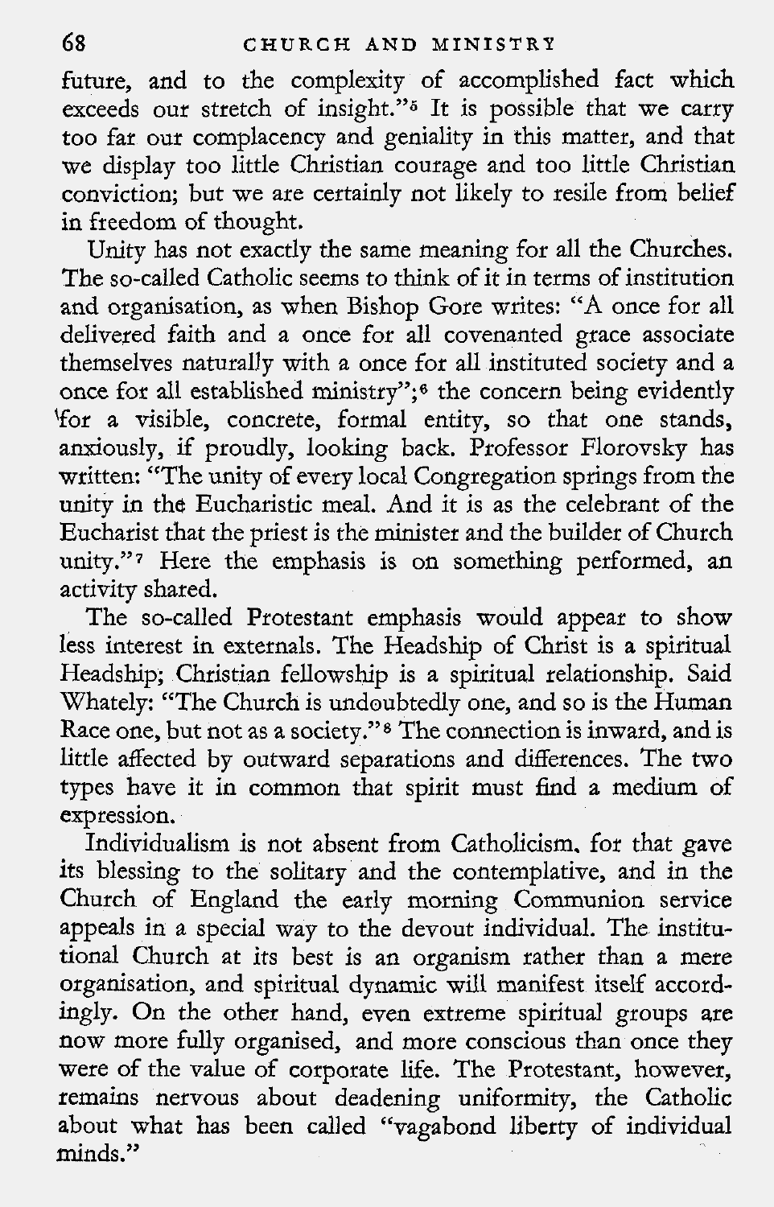future, and to the complexity of accomplished fact which exceeds our stretch of insight."[5] It is possible that we carry too far our complacency and geniality in this matter, and that we display too little Christian courage and too little Christian conviction; but we are certainly not likely to resile from belief in freedom of thought.

Unity has not exactly the same meaning for all the Churches. The so-called Catholic seems to think of it in terms of institution and organisation, as when Bishop Gore writes: "A once for all delivered faith and a once for all covenanted grace associate themselves naturally with a once for all instituted society and a once for all established ministry";[6] the concern being evidently for a visible, concrete, formal entity, so that one stands, anxiously, if proudly, looking back. Professor Florovsky has written: "The unity of every local Congregation springs from the unity in the Eucharistic meal. And it is as the celebrant of the Eucharist that the priest is the minister and the builder of Church unity."[7] Here the emphasis is on something performed, an activity shared.

The so-called Protestant emphasis would appear to show less interest in externals. The Headship of Christ is a spiritual Headship; Christian fellowship is a spiritual relationship. Said Whately: "The Church is undoubtedly one, and so is the Human Race one, but not as a society."[8] The connection is inward, and is little affected by outward separations and differences. The two types have it in common that spirit must find a medium of expression.

Individualism is not absent from Catholicism, for that gave its blessing to the solitary and the contemplative, and in the Church of England the early morning Communion service appeals in a special way to the devout individual. The institutional Church at its best is an organism rather than a mere organisation, and spiritual dynamic will manifest itself accordingly. On the other hand, even extreme spiritual groups are now more fully organised, and more conscious than once they were of the value of corporate life. The Protestant, however, remains nervous about deadening uniformity, the Catholic about what has been called "vagabond liberty of individual minds."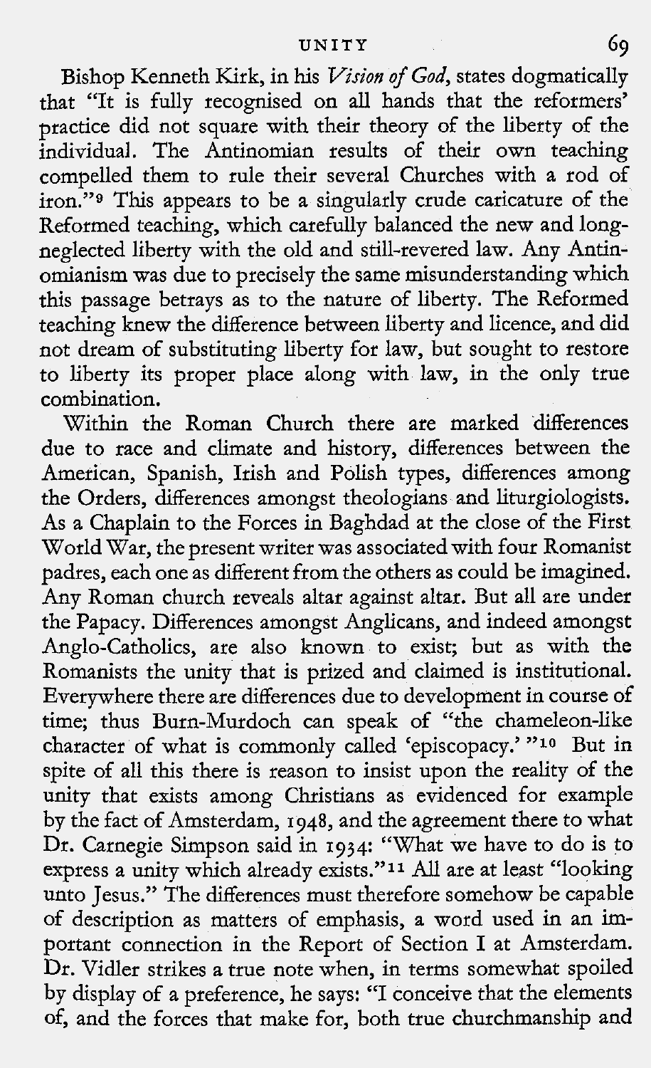Bishop Kenneth Kirk, in his *Vision of God*, states dogmatically that "It is fully recognised on all hands that the reformers' practice did not square with their theory of the liberty of the individual. The Antinomian results of their own teaching compelled them to rule their several Churches with a rod of iron."[9] This appears to be a singularly crude caricature of the Reformed teaching, which carefully balanced the new and long-neglected liberty with the old and still-revered law. Any Antinomianism was due to precisely the same misunderstanding which this passage betrays as to the nature of liberty. The Reformed teaching knew the difference between liberty and licence, and did not dream of substituting liberty for law, but sought to restore to liberty its proper place along with law, in the only true combination.

Within the Roman Church there are marked differences due to race and climate and history, differences between the American, Spanish, Irish and Polish types, differences among the Orders, differences amongst theologians and liturgiologists. As a Chaplain to the Forces in Baghdad at the close of the First World War, the present writer was associated with four Romanist padres, each one as different from the others as could be imagined. Any Roman church reveals altar against altar. But all are under the Papacy. Differences amongst Anglicans, and indeed amongst Anglo-Catholics, are also known to exist; but as with the Romanists the unity that is prized and claimed is institutional. Everywhere there are differences due to development in course of time; thus Burn-Murdoch can speak of "the chameleon-like character of what is commonly called 'episcopacy.'"[10] But in spite of all this there is reason to insist upon the reality of the unity that exists among Christians as evidenced for example by the fact of Amsterdam, 1948, and the agreement there to what Dr. Carnegie Simpson said in 1934: "What we have to do is to express a unity which already exists."[11] All are at least "looking unto Jesus." The differences must therefore somehow be capable of description as matters of emphasis, a word used in an important connection in the Report of Section I at Amsterdam. Dr. Vidler strikes a true note when, in terms somewhat spoiled by display of a preference, he says: "I conceive that the elements of, and the forces that make for, both true churchmanship and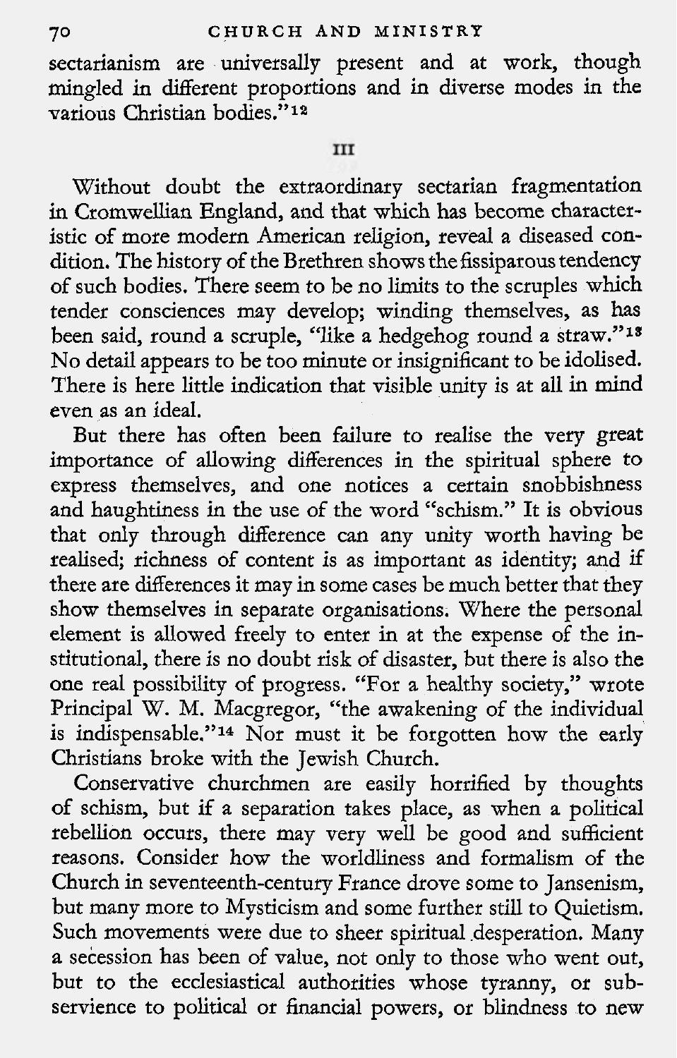sectarianism are universally present and at work, though mingled in different proportions and in diverse modes in the various Christian bodies."[12]

III

Without doubt the extraordinary sectarian fragmentation in Cromwellian England, and that which has become characteristic of more modern American religion, reveal a diseased condition. The history of the Brethren shows the fissiparous tendency of such bodies. There seem to be no limits to the scruples which tender consciences may develop; winding themselves, as has been said, round a scruple, "like a hedgehog round a straw."[13] No detail appears to be too minute or insignificant to be idolised. There is here little indication that visible unity is at all in mind even as an ideal.

But there has often been failure to realise the very great importance of allowing differences in the spiritual sphere to express themselves, and one notices a certain snobbishness and haughtiness in the use of the word "schism." It is obvious that only through difference can any unity worth having be realised; richness of content is as important as identity; and if there are differences it may in some cases be much better that they show themselves in separate organisations. Where the personal element is allowed freely to enter in at the expense of the institutional, there is no doubt risk of disaster, but there is also the one real possibility of progress. "For a healthy society," wrote Principal W. M. Macgregor, "the awakening of the individual is indispensable."[14] Nor must it be forgotten how the early Christians broke with the Jewish Church.

Conservative churchmen are easily horrified by thoughts of schism, but if a separation takes place, as when a political rebellion occurs, there may very well be good and sufficient reasons. Consider how the worldliness and formalism of the Church in seventeenth-century France drove some to Jansenism, but many more to Mysticism and some further still to Quietism. Such movements were due to sheer spiritual desperation. Many a secession has been of value, not only to those who went out, but to the ecclesiastical authorities whose tyranny, or subservience to political or financial powers, or blindness to new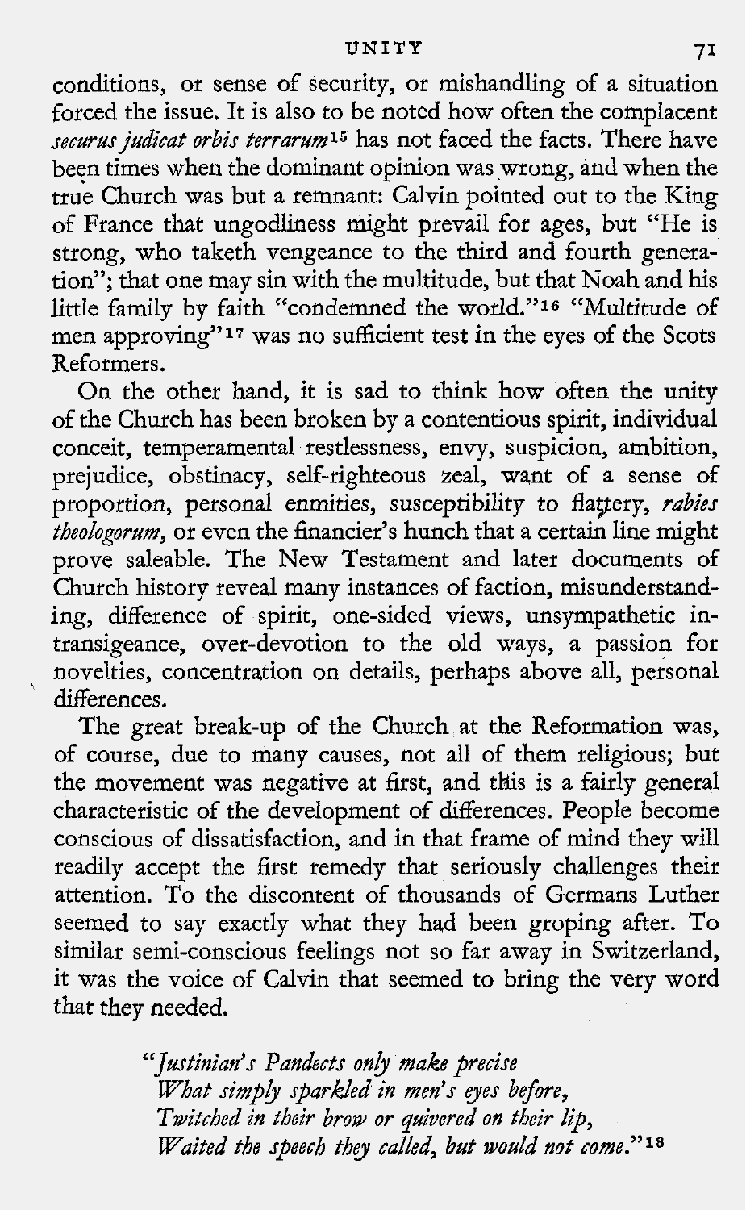conditions, or sense of security, or mishandling of a situation forced the issue. It is also to be noted how often the complacent *securus judicat orbis terrarum*[15] has not faced the facts. There have been times when the dominant opinion was wrong, and when the true Church was but a remnant: Calvin pointed out to the King of France that ungodliness might prevail for ages, but "He is strong, who taketh vengeance to the third and fourth generation"; that one may sin with the multitude, but that Noah and his little family by faith "condemned the world."[16] "Multitude of men approving"[17] was no sufficient test in the eyes of the Scots Reformers.

On the other hand, it is sad to think how often the unity of the Church has been broken by a contentious spirit, individual conceit, temperamental restlessness, envy, suspicion, ambition, prejudice, obstinacy, self-righteous zeal, want of a sense of proportion, personal enmities, susceptibility to flattery, *rabies theologorum*, or even the financier's hunch that a certain line might prove saleable. The New Testament and later documents of Church history reveal many instances of faction, misunderstanding, difference of spirit, one-sided views, unsympathetic intransigeance, over-devotion to the old ways, a passion for novelties, concentration on details, perhaps above all, personal differences.

The great break-up of the Church at the Reformation was, of course, due to many causes, not all of them religious; but the movement was negative at first, and this is a fairly general characteristic of the development of differences. People become conscious of dissatisfaction, and in that frame of mind they will readily accept the first remedy that seriously challenges their attention. To the discontent of thousands of Germans Luther seemed to say exactly what they had been groping after. To similar semi-conscious feelings not so far away in Switzerland, it was the voice of Calvin that seemed to bring the very word that they needed.

> *"Justinian's Pandects only make precise*
> *What simply sparkled in men's eyes before,*
> *Twitched in their brow or quivered on their lip,*
> *Waited the speech they called, but would not come."*[18]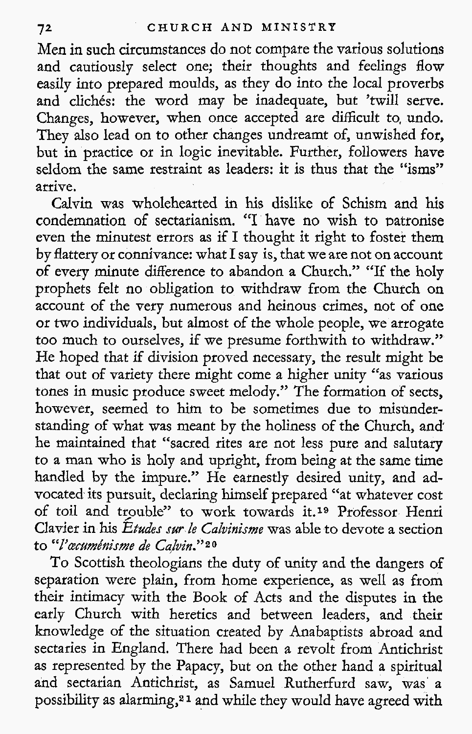Men in such circumstances do not compare the various solutions and cautiously select one; their thoughts and feelings flow easily into prepared moulds, as they do into the local proverbs and clichés: the word may be inadequate, but 'twill serve. Changes, however, when once accepted are difficult to undo. They also lead on to other changes undreamt of, unwished for, but in practice or in logic inevitable. Further, followers have seldom the same restraint as leaders: it is thus that the "isms" arrive.

Calvin was wholehearted in his dislike of Schism and his condemnation of sectarianism. "I have no wish to patronise even the minutest errors as if I thought it right to foster them by flattery or connivance: what I say is, that we are not on account of every minute difference to abandon a Church." "If the holy prophets felt no obligation to withdraw from the Church on account of the very numerous and heinous crimes, not of one or two individuals, but almost of the whole people, we arrogate too much to ourselves, if we presume forthwith to withdraw." He hoped that if division proved necessary, the result might be that out of variety there might come a higher unity "as various tones in music produce sweet melody." The formation of sects, however, seemed to him to be sometimes due to misunderstanding of what was meant by the holiness of the Church, and he maintained that "sacred rites are not less pure and salutary to a man who is holy and upright, from being at the same time handled by the impure." He earnestly desired unity, and advocated its pursuit, declaring himself prepared "at whatever cost of toil and trouble" to work towards it.[19] Professor Henri Clavier in his *Études sur le Calvinisme* was able to devote a section to "*l'œcuménisme de Calvin*."[20]

To Scottish theologians the duty of unity and the dangers of separation were plain, from home experience, as well as from their intimacy with the Book of Acts and the disputes in the early Church with heretics and between leaders, and their knowledge of the situation created by Anabaptists abroad and sectaries in England. There had been a revolt from Antichrist as represented by the Papacy, but on the other hand a spiritual and sectarian Antichrist, as Samuel Rutherfurd saw, was a possibility as alarming,[21] and while they would have agreed with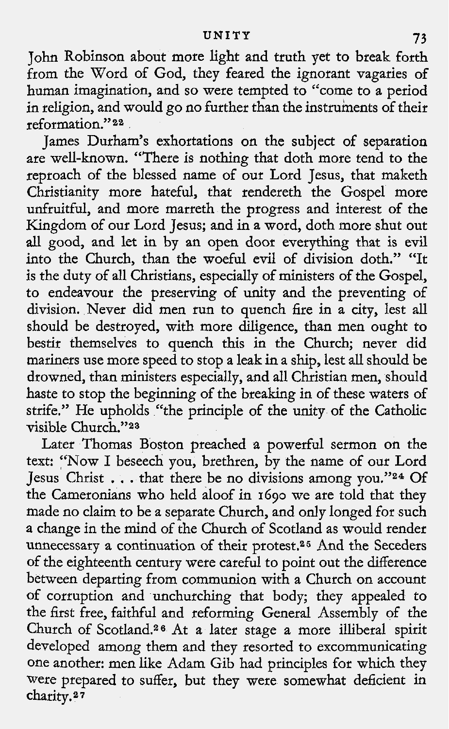John Robinson about more light and truth yet to break forth from the Word of God, they feared the ignorant vagaries of human imagination, and so were tempted to "come to a period in religion, and would go no further than the instruments of their reformation."[22]

James Durham's exhortations on the subject of separation are well-known. "There is nothing that doth more tend to the reproach of the blessed name of our Lord Jesus, that maketh Christianity more hateful, that rendereth the Gospel more unfruitful, and more marreth the progress and interest of the Kingdom of our Lord Jesus; and in a word, doth more shut out all good, and let in by an open door everything that is evil into the Church, than the woeful evil of division doth." "It is the duty of all Christians, especially of ministers of the Gospel, to endeavour the preserving of unity and the preventing of division. Never did men run to quench fire in a city, lest all should be destroyed, with more diligence, than men ought to bestir themselves to quench this in the Church; never did mariners use more speed to stop a leak in a ship, lest all should be drowned, than ministers especially, and all Christian men, should haste to stop the beginning of the breaking in of these waters of strife." He upholds "the principle of the unity of the Catholic visible Church."[23]

Later Thomas Boston preached a powerful sermon on the text: "Now I beseech you, brethren, by the name of our Lord Jesus Christ . . . that there be no divisions among you."[24] Of the Cameronians who held aloof in 1690 we are told that they made no claim to be a separate Church, and only longed for such a change in the mind of the Church of Scotland as would render unnecessary a continuation of their protest.[25] And the Seceders of the eighteenth century were careful to point out the difference between departing from communion with a Church on account of corruption and unchurching that body; they appealed to the first free, faithful and reforming General Assembly of the Church of Scotland.[26] At a later stage a more illiberal spirit developed among them and they resorted to excommunicating one another: men like Adam Gib had principles for which they were prepared to suffer, but they were somewhat deficient in charity.[27]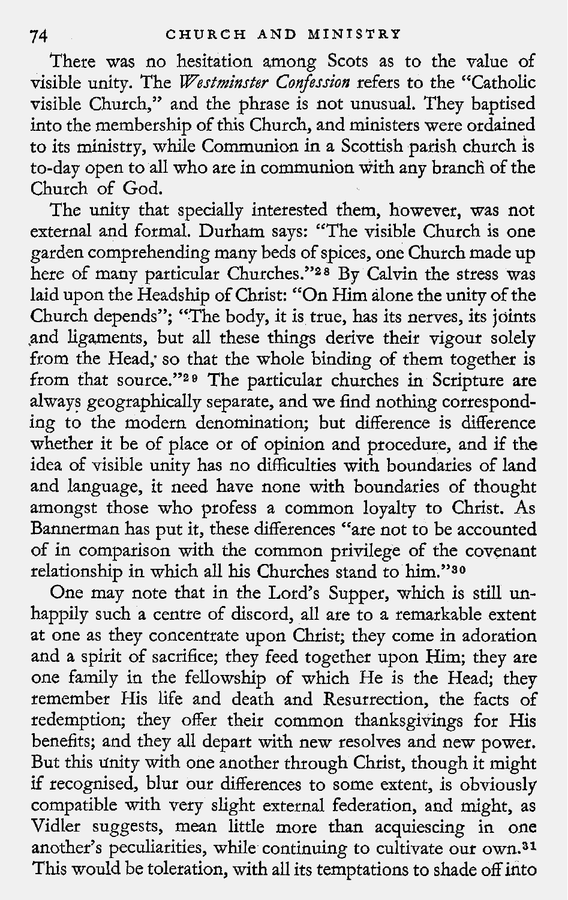There was no hesitation among Scots as to the value of visible unity. The *Westminster Confession* refers to the "Catholic visible Church," and the phrase is not unusual. They baptised into the membership of this Church, and ministers were ordained to its ministry, while Communion in a Scottish parish church is to-day open to all who are in communion with any branch of the Church of God.

The unity that specially interested them, however, was not external and formal. Durham says: "The visible Church is one garden comprehending many beds of spices, one Church made up here of many particular Churches."[28] By Calvin the stress was laid upon the Headship of Christ: "On Him alone the unity of the Church depends"; "The body, it is true, has its nerves, its joints and ligaments, but all these things derive their vigour solely from the Head; so that the whole binding of them together is from that source."[29] The particular churches in Scripture are always geographically separate, and we find nothing corresponding to the modern denomination; but difference is difference whether it be of place or of opinion and procedure, and if the idea of visible unity has no difficulties with boundaries of land and language, it need have none with boundaries of thought amongst those who profess a common loyalty to Christ. As Bannerman has put it, these differences "are not to be accounted of in comparison with the common privilege of the covenant relationship in which all his Churches stand to him."[30]

One may note that in the Lord's Supper, which is still unhappily such a centre of discord, all are to a remarkable extent at one as they concentrate upon Christ; they come in adoration and a spirit of sacrifice; they feed together upon Him; they are one family in the fellowship of which He is the Head; they remember His life and death and Resurrection, the facts of redemption; they offer their common thanksgivings for His benefits; and they all depart with new resolves and new power. But this unity with one another through Christ, though it might if recognised, blur our differences to some extent, is obviously compatible with very slight external federation, and might, as Vidler suggests, mean little more than acquiescing in one another's peculiarities, while continuing to cultivate our own.[31] This would be toleration, with all its temptations to shade off into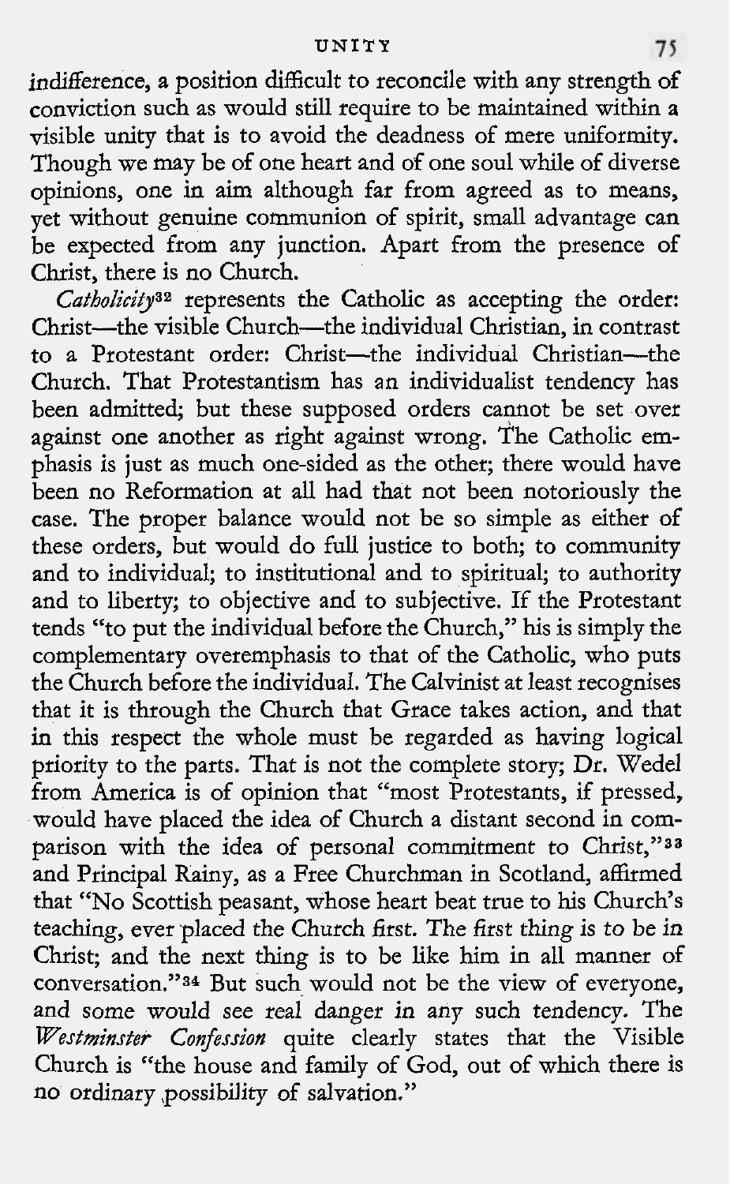indifference, a position difficult to reconcile with any strength of conviction such as would still require to be maintained within a visible unity that is to avoid the deadness of mere uniformity. Though we may be of one heart and of one soul while of diverse opinions, one in aim although far from agreed as to means, yet without genuine communion of spirit, small advantage can be expected from any junction. Apart from the presence of Christ, there is no Church.

*Catholicity*[32] represents the Catholic as accepting the order: Christ—the visible Church—the individual Christian, in contrast to a Protestant order: Christ—the individual Christian—the Church. That Protestantism has an individualist tendency has been admitted; but these supposed orders cannot be set over against one another as right against wrong. The Catholic emphasis is just as much one-sided as the other; there would have been no Reformation at all had that not been notoriously the case. The proper balance would not be so simple as either of these orders, but would do full justice to both; to community and to individual; to institutional and to spiritual; to authority and to liberty; to objective and to subjective. If the Protestant tends "to put the individual before the Church," his is simply the complementary overemphasis to that of the Catholic, who puts the Church before the individual. The Calvinist at least recognises that it is through the Church that Grace takes action, and that in this respect the whole must be regarded as having logical priority to the parts. That is not the complete story; Dr. Wedel from America is of opinion that "most Protestants, if pressed, would have placed the idea of Church a distant second in comparison with the idea of personal commitment to Christ,"[33] and Principal Rainy, as a Free Churchman in Scotland, affirmed that "No Scottish peasant, whose heart beat true to his Church's teaching, ever placed the Church first. The first thing is to be in Christ; and the next thing is to be like him in all manner of conversation."[34] But such would not be the view of everyone, and some would see real danger in any such tendency. The *Westminster Confession* quite clearly states that the Visible Church is "the house and family of God, out of which there is no ordinary possibility of salvation."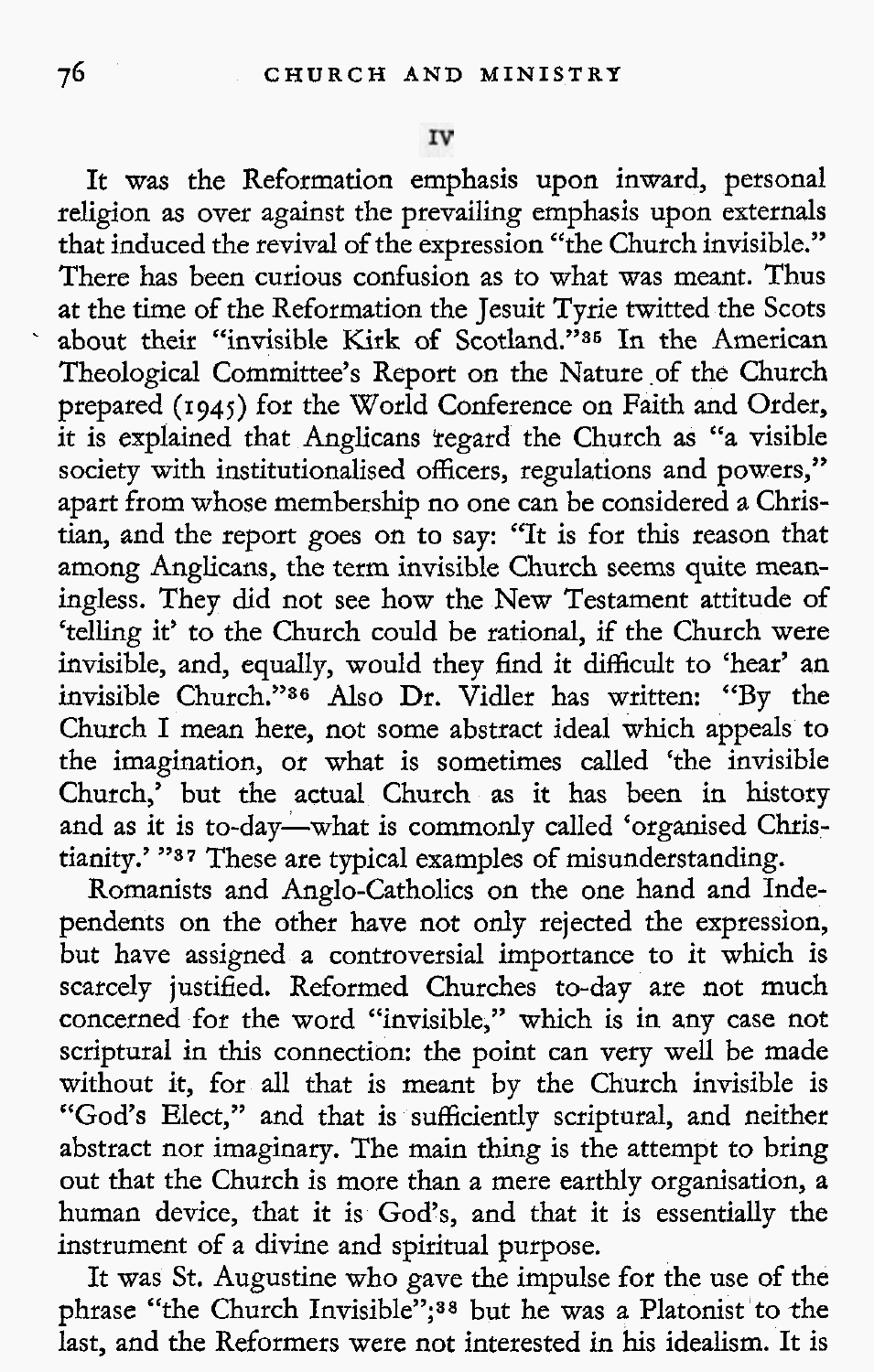## IV

It was the Reformation emphasis upon inward, personal religion as over against the prevailing emphasis upon externals that induced the revival of the expression "the Church invisible." There has been curious confusion as to what was meant. Thus at the time of the Reformation the Jesuit Tyrie twitted the Scots about their "invisible Kirk of Scotland."[35] In the American Theological Committee's Report on the Nature of the Church prepared (1945) for the World Conference on Faith and Order, it is explained that Anglicans regard the Church as "a visible society with institutionalised officers, regulations and powers," apart from whose membership no one can be considered a Christian, and the report goes on to say: "It is for this reason that among Anglicans, the term invisible Church seems quite meaningless. They did not see how the New Testament attitude of 'telling it' to the Church could be rational, if the Church were invisible, and, equally, would they find it difficult to 'hear' an invisible Church."[36] Also Dr. Vidler has written: "By the Church I mean here, not some abstract ideal which appeals to the imagination, or what is sometimes called 'the invisible Church,' but the actual Church as it has been in history and as it is to-day—what is commonly called 'organised Christianity.' "[37] These are typical examples of misunderstanding.

Romanists and Anglo-Catholics on the one hand and Independents on the other have not only rejected the expression, but have assigned a controversial importance to it which is scarcely justified. Reformed Churches to-day are not much concerned for the word "invisible," which is in any case not scriptural in this connection: the point can very well be made without it, for all that is meant by the Church invisible is "God's Elect," and that is sufficiently scriptural, and neither abstract nor imaginary. The main thing is the attempt to bring out that the Church is more than a mere earthly organisation, a human device, that it is God's, and that it is essentially the instrument of a divine and spiritual purpose.

It was St. Augustine who gave the impulse for the use of the phrase "the Church Invisible";[38] but he was a Platonist to the last, and the Reformers were not interested in his idealism. It is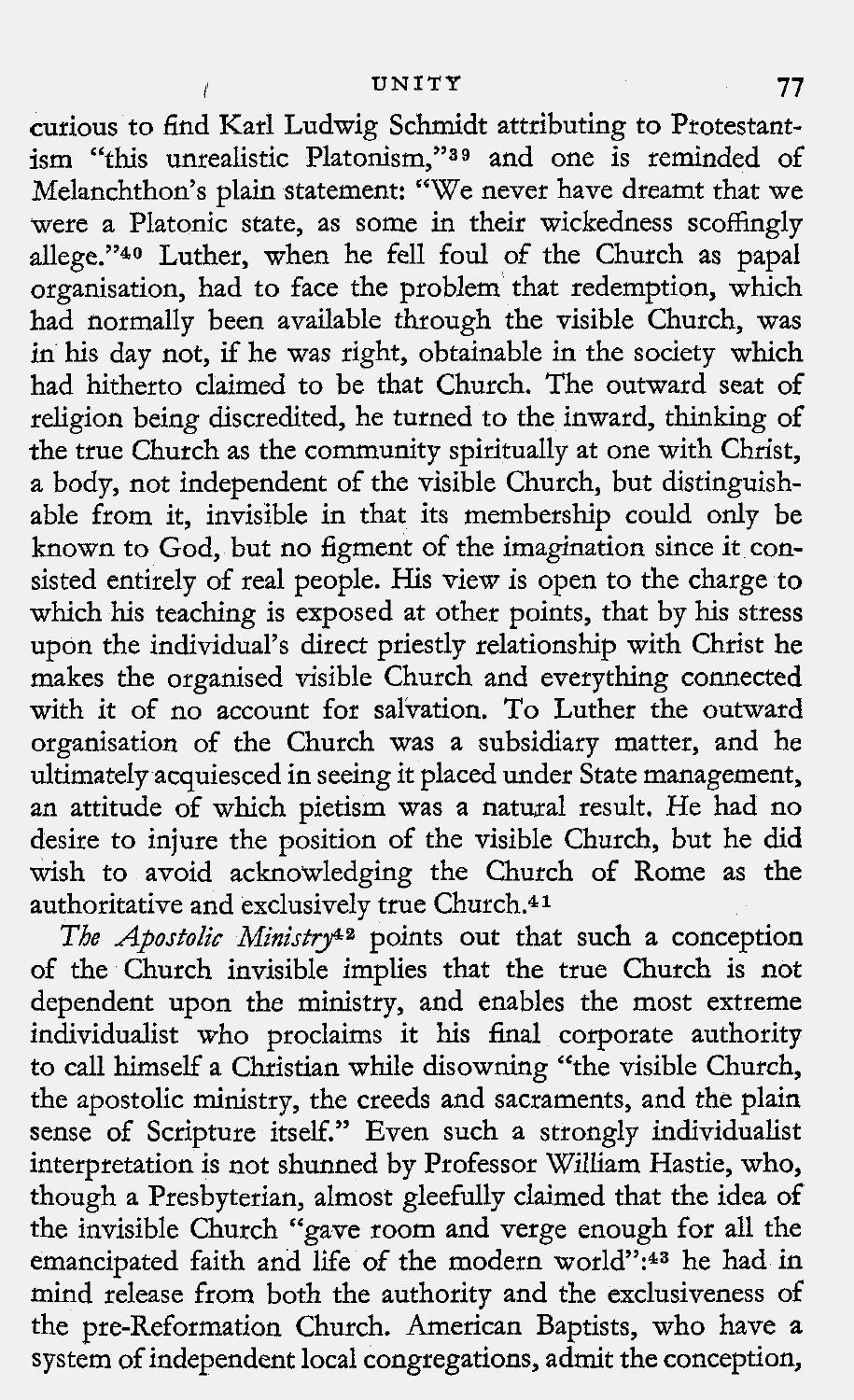curious to find Karl Ludwig Schmidt attributing to Protestantism "this unrealistic Platonism,"[39] and one is reminded of Melanchthon's plain statement: "We never have dreamt that we were a Platonic state, as some in their wickedness scoffingly allege."[40] Luther, when he fell foul of the Church as papal organisation, had to face the problem that redemption, which had normally been available through the visible Church, was in his day not, if he was right, obtainable in the society which had hitherto claimed to be that Church. The outward seat of religion being discredited, he turned to the inward, thinking of the true Church as the community spiritually at one with Christ, a body, not independent of the visible Church, but distinguishable from it, invisible in that its membership could only be known to God, but no figment of the imagination since it consisted entirely of real people. His view is open to the charge to which his teaching is exposed at other points, that by his stress upon the individual's direct priestly relationship with Christ he makes the organised visible Church and everything connected with it of no account for salvation. To Luther the outward organisation of the Church was a subsidiary matter, and he ultimately acquiesced in seeing it placed under State management, an attitude of which pietism was a natural result. He had no desire to injure the position of the visible Church, but he did wish to avoid acknowledging the Church of Rome as the authoritative and exclusively true Church.[41]

*The Apostolic Ministry*[42] points out that such a conception of the Church invisible implies that the true Church is not dependent upon the ministry, and enables the most extreme individualist who proclaims it his final corporate authority to call himself a Christian while disowning "the visible Church, the apostolic ministry, the creeds and sacraments, and the plain sense of Scripture itself." Even such a strongly individualist interpretation is not shunned by Professor William Hastie, who, though a Presbyterian, almost gleefully claimed that the idea of the invisible Church "gave room and verge enough for all the emancipated faith and life of the modern world":[43] he had in mind release from both the authority and the exclusiveness of the pre-Reformation Church. American Baptists, who have a system of independent local congregations, admit the conception,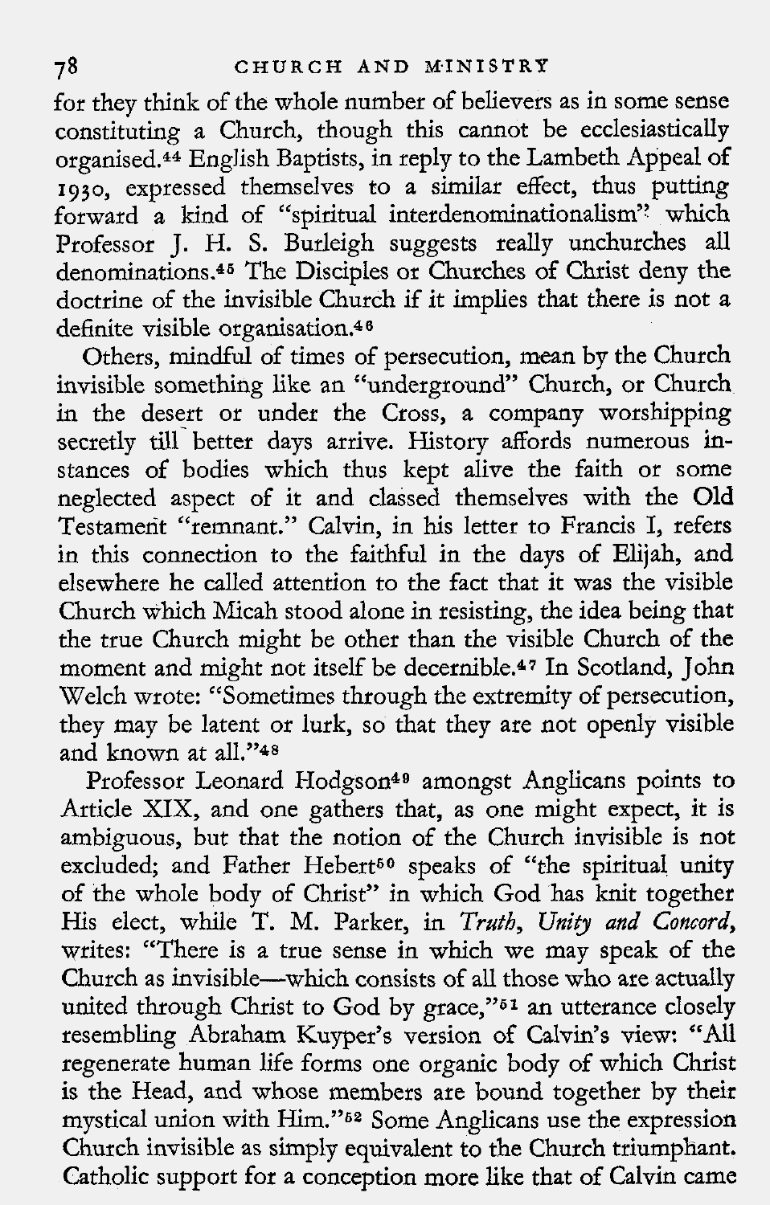for they think of the whole number of believers as in some sense constituting a Church, though this cannot be ecclesiastically organised.[44] English Baptists, in reply to the Lambeth Appeal of 1930, expressed themselves to a similar effect, thus putting forward a kind of "spiritual interdenominationalism" which Professor J. H. S. Burleigh suggests really unchurches all denominations.[45] The Disciples or Churches of Christ deny the doctrine of the invisible Church if it implies that there is not a definite visible organisation.[46]

Others, mindful of times of persecution, mean by the Church invisible something like an "underground" Church, or Church in the desert or under the Cross, a company worshipping secretly till better days arrive. History affords numerous instances of bodies which thus kept alive the faith or some neglected aspect of it and classed themselves with the Old Testament "remnant." Calvin, in his letter to Francis I, refers in this connection to the faithful in the days of Elijah, and elsewhere he called attention to the fact that it was the visible Church which Micah stood alone in resisting, the idea being that the true Church might be other than the visible Church of the moment and might not itself be decernible.[47] In Scotland, John Welch wrote: "Sometimes through the extremity of persecution, they may be latent or lurk, so that they are not openly visible and known at all."[48]

Professor Leonard Hodgson[49] amongst Anglicans points to Article XIX, and one gathers that, as one might expect, it is ambiguous, but that the notion of the Church invisible is not excluded; and Father Hebert[50] speaks of "the spiritual unity of the whole body of Christ" in which God has knit together His elect, while T. M. Parker, in *Truth, Unity and Concord*, writes: "There is a true sense in which we may speak of the Church as invisible—which consists of all those who are actually united through Christ to God by grace,"[51] an utterance closely resembling Abraham Kuyper's version of Calvin's view: "All regenerate human life forms one organic body of which Christ is the Head, and whose members are bound together by their mystical union with Him."[52] Some Anglicans use the expression Church invisible as simply equivalent to the Church triumphant. Catholic support for a conception more like that of Calvin came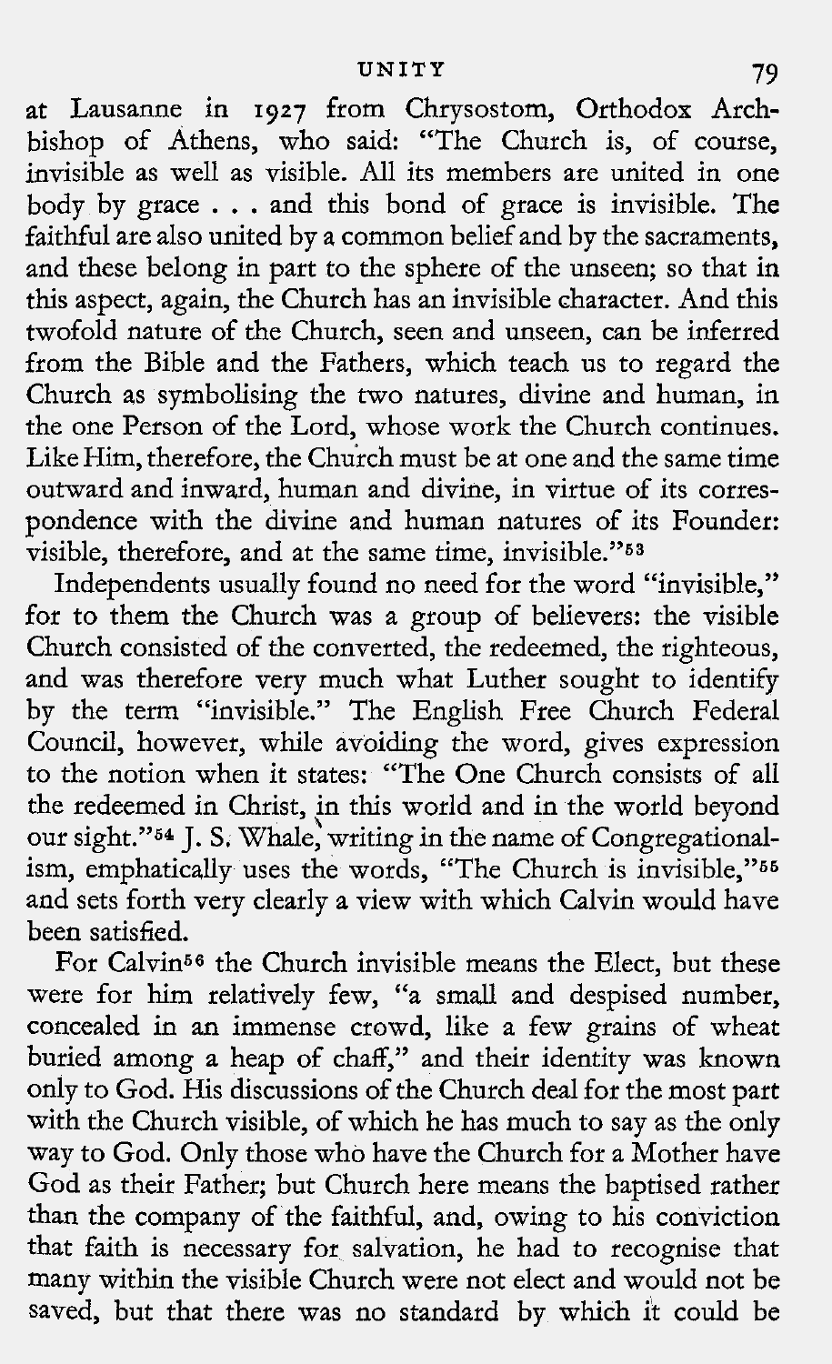at Lausanne in 1927 from Chrysostom, Orthodox Archbishop of Athens, who said: "The Church is, of course, invisible as well as visible. All its members are united in one body by grace . . . and this bond of grace is invisible. The faithful are also united by a common belief and by the sacraments, and these belong in part to the sphere of the unseen; so that in this aspect, again, the Church has an invisible character. And this twofold nature of the Church, seen and unseen, can be inferred from the Bible and the Fathers, which teach us to regard the Church as symbolising the two natures, divine and human, in the one Person of the Lord, whose work the Church continues. Like Him, therefore, the Church must be at one and the same time outward and inward, human and divine, in virtue of its correspondence with the divine and human natures of its Founder: visible, therefore, and at the same time, invisible."[53]

Independents usually found no need for the word "invisible," for to them the Church was a group of believers: the visible Church consisted of the converted, the redeemed, the righteous, and was therefore very much what Luther sought to identify by the term "invisible." The English Free Church Federal Council, however, while avoiding the word, gives expression to the notion when it states: "The One Church consists of all the redeemed in Christ, in this world and in the world beyond our sight."[54] J. S. Whale, writing in the name of Congregationalism, emphatically uses the words, "The Church is invisible,"[55] and sets forth very clearly a view with which Calvin would have been satisfied.

For Calvin[56] the Church invisible means the Elect, but these were for him relatively few, "a small and despised number, concealed in an immense crowd, like a few grains of wheat buried among a heap of chaff," and their identity was known only to God. His discussions of the Church deal for the most part with the Church visible, of which he has much to say as the only way to God. Only those who have the Church for a Mother have God as their Father; but Church here means the baptised rather than the company of the faithful, and, owing to his conviction that faith is necessary for salvation, he had to recognise that many within the visible Church were not elect and would not be saved, but that there was no standard by which it could be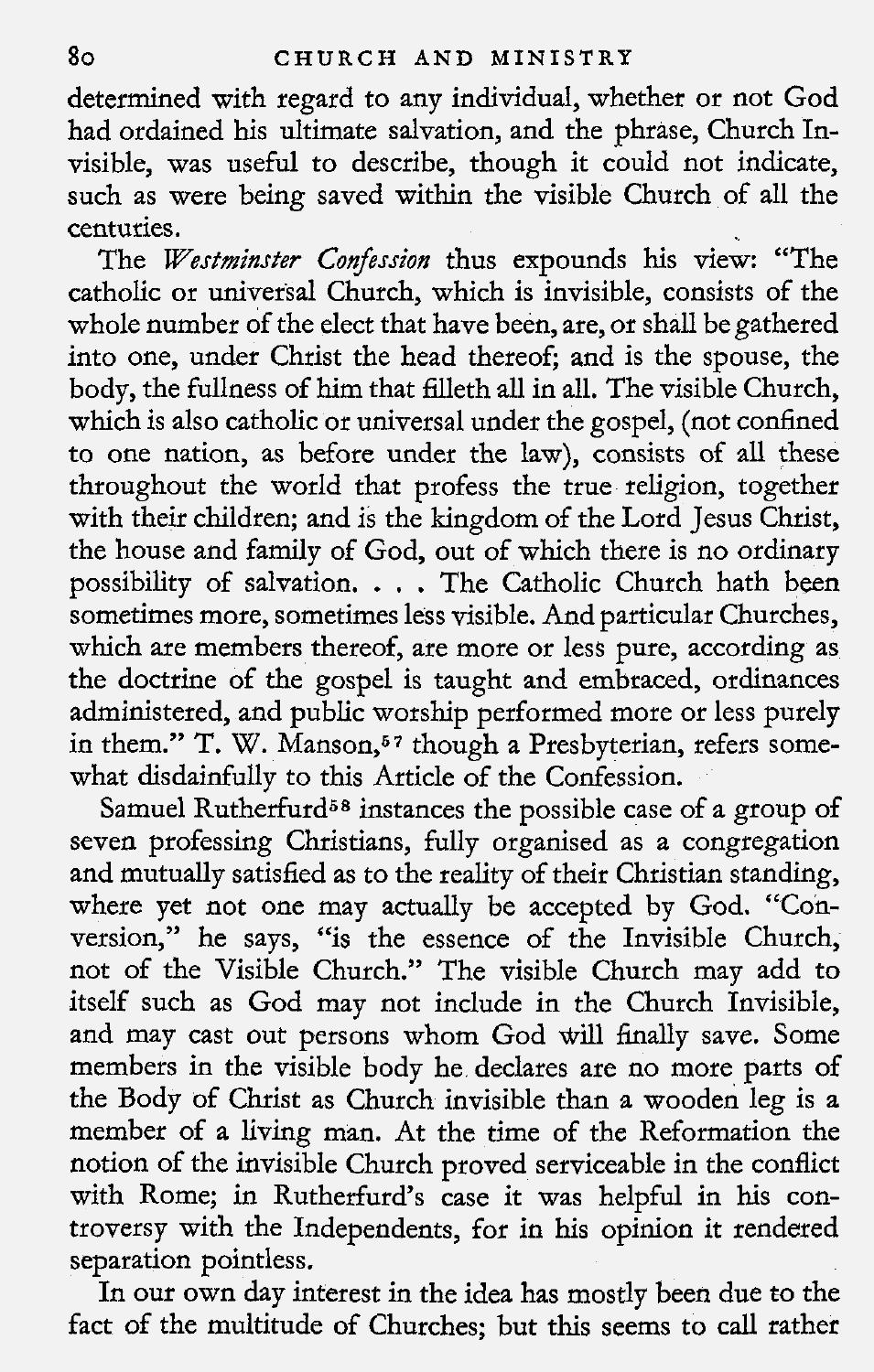determined with regard to any individual, whether or not God had ordained his ultimate salvation, and the phrase, Church Invisible, was useful to describe, though it could not indicate, such as were being saved within the visible Church of all the centuries.

The *Westminster Confession* thus expounds his view: "The catholic or universal Church, which is invisible, consists of the whole number of the elect that have been, are, or shall be gathered into one, under Christ the head thereof; and is the spouse, the body, the fullness of him that filleth all in all. The visible Church, which is also catholic or universal under the gospel, (not confined to one nation, as before under the law), consists of all these throughout the world that profess the true religion, together with their children; and is the kingdom of the Lord Jesus Christ, the house and family of God, out of which there is no ordinary possibility of salvation. . . . The Catholic Church hath been sometimes more, sometimes less visible. And particular Churches, which are members thereof, are more or less pure, according as the doctrine of the gospel is taught and embraced, ordinances administered, and public worship performed more or less purely in them." T. W. Manson,[57] though a Presbyterian, refers somewhat disdainfully to this Article of the Confession.

Samuel Rutherfurd[58] instances the possible case of a group of seven professing Christians, fully organised as a congregation and mutually satisfied as to the reality of their Christian standing, where yet not one may actually be accepted by God. "Conversion," he says, "is the essence of the Invisible Church, not of the Visible Church." The visible Church may add to itself such as God may not include in the Church Invisible, and may cast out persons whom God will finally save. Some members in the visible body he declares are no more parts of the Body of Christ as Church invisible than a wooden leg is a member of a living man. At the time of the Reformation the notion of the invisible Church proved serviceable in the conflict with Rome; in Rutherfurd's case it was helpful in his controversy with the Independents, for in his opinion it rendered separation pointless.

In our own day interest in the idea has mostly been due to the fact of the multitude of Churches; but this seems to call rather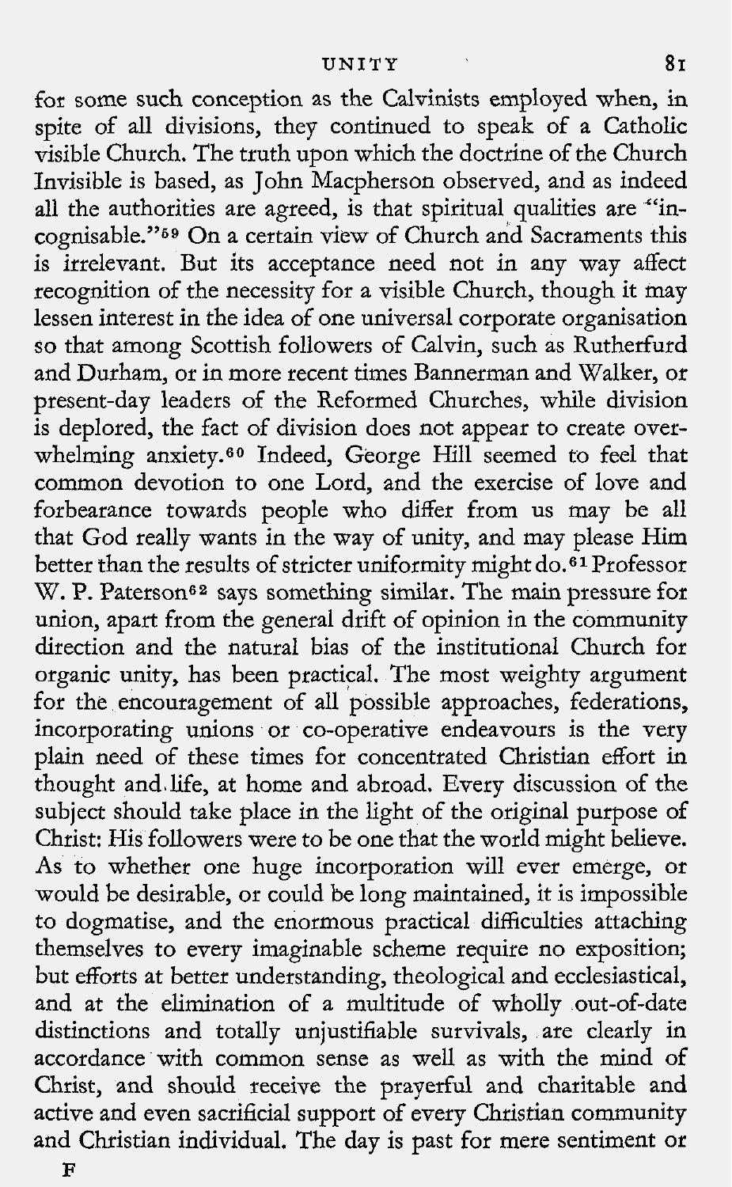for some such conception as the Calvinists employed when, in spite of all divisions, they continued to speak of a Catholic visible Church. The truth upon which the doctrine of the Church Invisible is based, as John Macpherson observed, and as indeed all the authorities are agreed, is that spiritual qualities are "incognisable."[59] On a certain view of Church and Sacraments this is irrelevant. But its acceptance need not in any way affect recognition of the necessity for a visible Church, though it may lessen interest in the idea of one universal corporate organisation so that among Scottish followers of Calvin, such as Rutherfurd and Durham, or in more recent times Bannerman and Walker, or present-day leaders of the Reformed Churches, while division is deplored, the fact of division does not appear to create overwhelming anxiety.[60] Indeed, George Hill seemed to feel that common devotion to one Lord, and the exercise of love and forbearance towards people who differ from us may be all that God really wants in the way of unity, and may please Him better than the results of stricter uniformity might do.[61] Professor W. P. Paterson[62] says something similar. The main pressure for union, apart from the general drift of opinion in the community direction and the natural bias of the institutional Church for organic unity, has been practical. The most weighty argument for the encouragement of all possible approaches, federations, incorporating unions or co-operative endeavours is the very plain need of these times for concentrated Christian effort in thought and life, at home and abroad. Every discussion of the subject should take place in the light of the original purpose of Christ: His followers were to be one that the world might believe. As to whether one huge incorporation will ever emerge, or would be desirable, or could be long maintained, it is impossible to dogmatise, and the enormous practical difficulties attaching themselves to every imaginable scheme require no exposition; but efforts at better understanding, theological and ecclesiastical, and at the elimination of a multitude of wholly out-of-date distinctions and totally unjustifiable survivals, are clearly in accordance with common sense as well as with the mind of Christ, and should receive the prayerful and charitable and active and even sacrificial support of every Christian community and Christian individual. The day is past for mere sentiment or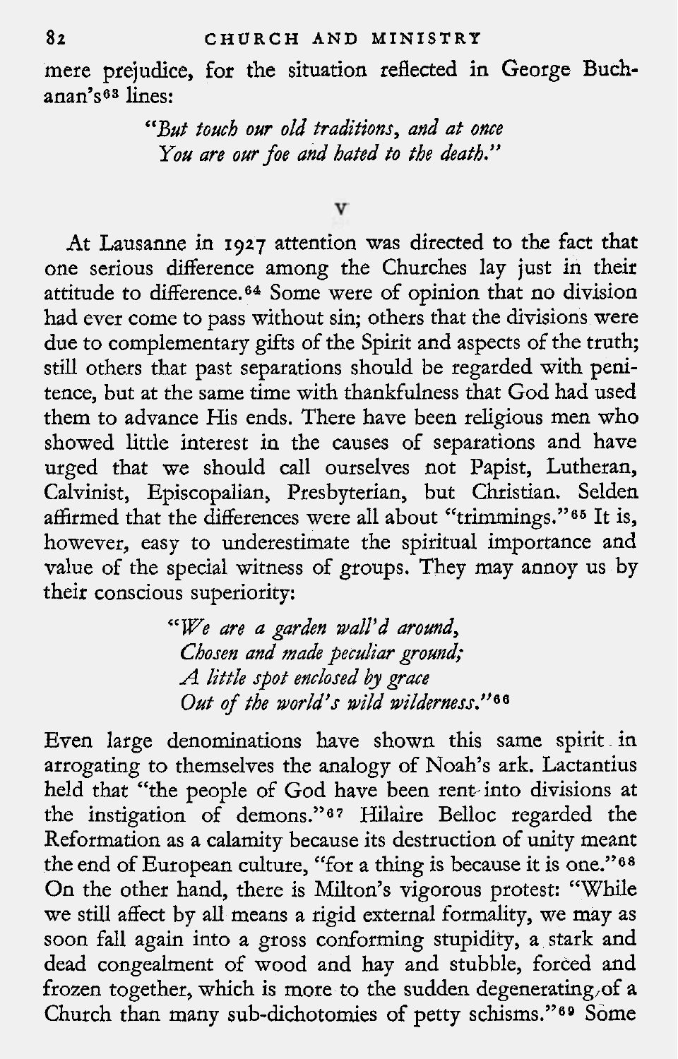mere prejudice, for the situation reflected in George Buchanan's[63] lines:

> *"But touch our old traditions, and at once*
> *You are our foe and hated to the death."*

## V

At Lausanne in 1927 attention was directed to the fact that one serious difference among the Churches lay just in their attitude to difference.[64] Some were of opinion that no division had ever come to pass without sin; others that the divisions were due to complementary gifts of the Spirit and aspects of the truth; still others that past separations should be regarded with penitence, but at the same time with thankfulness that God had used them to advance His ends. There have been religious men who showed little interest in the causes of separations and have urged that we should call ourselves not Papist, Lutheran, Calvinist, Episcopalian, Presbyterian, but Christian. Selden affirmed that the differences were all about "trimmings."[65] It is, however, easy to underestimate the spiritual importance and value of the special witness of groups. They may annoy us by their conscious superiority:

> *"We are a garden wall'd around,*
> *Chosen and made peculiar ground;*
> *A little spot enclosed by grace*
> *Out of the world's wild wilderness."*[66]

Even large denominations have shown this same spirit in arrogating to themselves the analogy of Noah's ark. Lactantius held that "the people of God have been rent into divisions at the instigation of demons."[67] Hilaire Belloc regarded the Reformation as a calamity because its destruction of unity meant the end of European culture, "for a thing is because it is one."[68] On the other hand, there is Milton's vigorous protest: "While we still affect by all means a rigid external formality, we may as soon fall again into a gross conforming stupidity, a stark and dead congealment of wood and hay and stubble, forced and frozen together, which is more to the sudden degenerating of a Church than many sub-dichotomies of petty schisms."[69] Some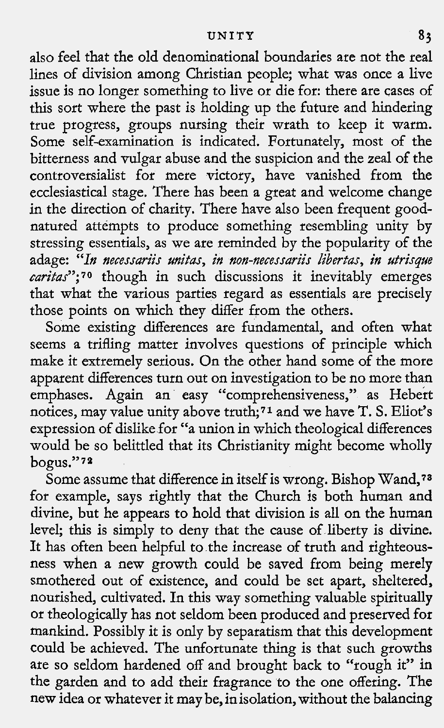also feel that the old denominational boundaries are not the real lines of division among Christian people; what was once a live issue is no longer something to live or die for: there are cases of this sort where the past is holding up the future and hindering true progress, groups nursing their wrath to keep it warm. Some self-examination is indicated. Fortunately, most of the bitterness and vulgar abuse and the suspicion and the zeal of the controversialist for mere victory, have vanished from the ecclesiastical stage. There has been a great and welcome change in the direction of charity. There have also been frequent good-natured attempts to produce something resembling unity by stressing essentials, as we are reminded by the popularity of the adage: "*In necessariis unitas, in non-necessariis libertas, in utrisque caritas*";[70] though in such discussions it inevitably emerges that what the various parties regard as essentials are precisely those points on which they differ from the others.

Some existing differences are fundamental, and often what seems a trifling matter involves questions of principle which make it extremely serious. On the other hand some of the more apparent differences turn out on investigation to be no more than emphases. Again an easy "comprehensiveness," as Hebert notices, may value unity above truth;[71] and we have T. S. Eliot's expression of dislike for "a union in which theological differences would be so belittled that its Christianity might become wholly bogus."[72]

Some assume that difference in itself is wrong. Bishop Wand,[73] for example, says rightly that the Church is both human and divine, but he appears to hold that division is all on the human level; this is simply to deny that the cause of liberty is divine. It has often been helpful to the increase of truth and righteousness when a new growth could be saved from being merely smothered out of existence, and could be set apart, sheltered, nourished, cultivated. In this way something valuable spiritually or theologically has not seldom been produced and preserved for mankind. Possibly it is only by separatism that this development could be achieved. The unfortunate thing is that such growths are so seldom hardened off and brought back to "rough it" in the garden and to add their fragrance to the one offering. The new idea or whatever it may be, in isolation, without the balancing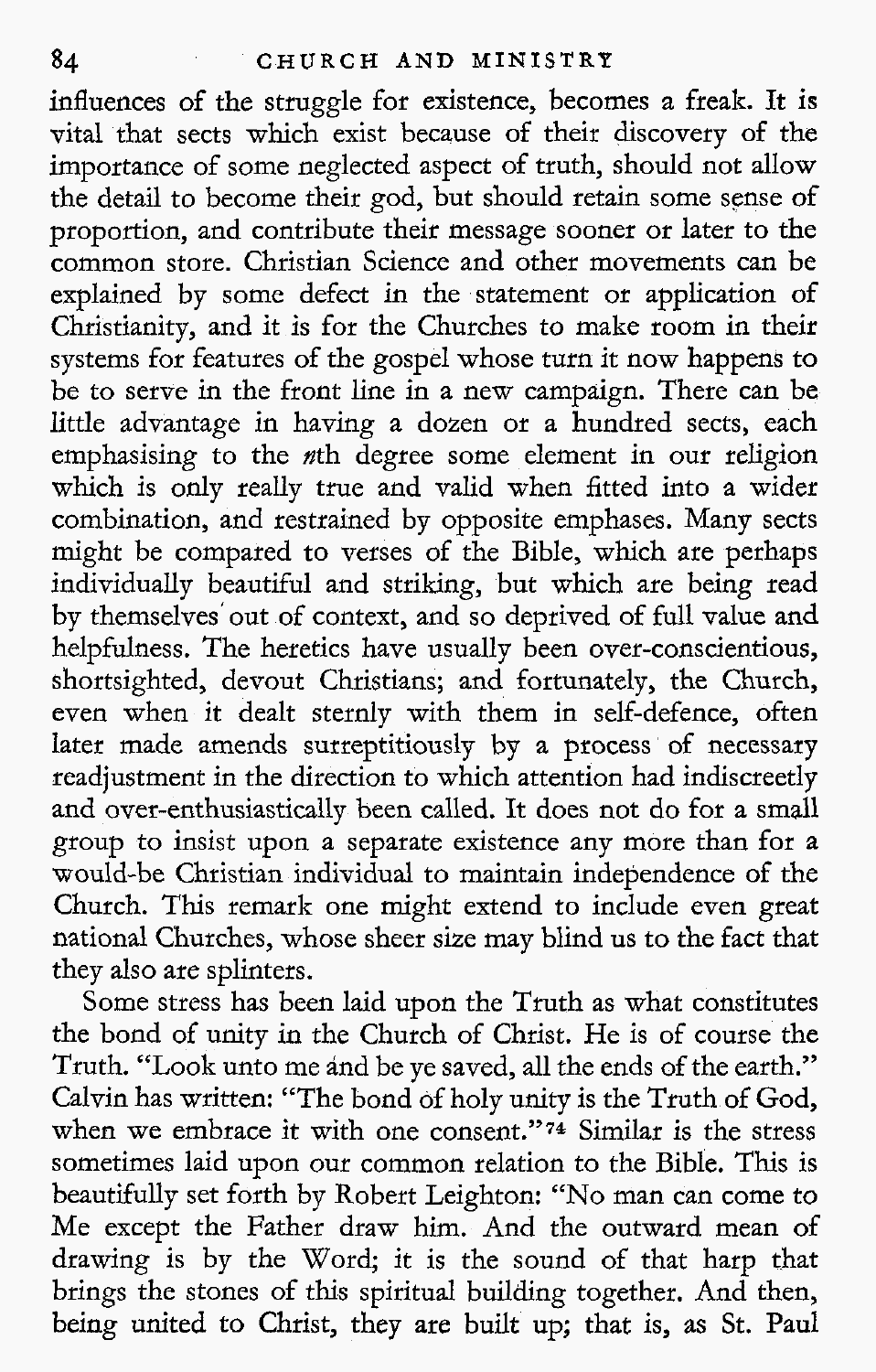influences of the struggle for existence, becomes a freak. It is vital that sects which exist because of their discovery of the importance of some neglected aspect of truth, should not allow the detail to become their god, but should retain some sense of proportion, and contribute their message sooner or later to the common store. Christian Science and other movements can be explained by some defect in the statement or application of Christianity, and it is for the Churches to make room in their systems for features of the gospel whose turn it now happens to be to serve in the front line in a new campaign. There can be little advantage in having a dozen or a hundred sects, each emphasising to the *n*th degree some element in our religion which is only really true and valid when fitted into a wider combination, and restrained by opposite emphases. Many sects might be compared to verses of the Bible, which are perhaps individually beautiful and striking, but which are being read by themselves out of context, and so deprived of full value and helpfulness. The heretics have usually been over-conscientious, shortsighted, devout Christians; and fortunately, the Church, even when it dealt sternly with them in self-defence, often later made amends surreptitiously by a process of necessary readjustment in the direction to which attention had indiscreetly and over-enthusiastically been called. It does not do for a small group to insist upon a separate existence any more than for a would-be Christian individual to maintain independence of the Church. This remark one might extend to include even great national Churches, whose sheer size may blind us to the fact that they also are splinters.

Some stress has been laid upon the Truth as what constitutes the bond of unity in the Church of Christ. He is of course the Truth. "Look unto me and be ye saved, all the ends of the earth." Calvin has written: "The bond of holy unity is the Truth of God, when we embrace it with one consent."[74] Similar is the stress sometimes laid upon our common relation to the Bible. This is beautifully set forth by Robert Leighton: "No man can come to Me except the Father draw him. And the outward mean of drawing is by the Word; it is the sound of that harp that brings the stones of this spiritual building together. And then, being united to Christ, they are built up; that is, as St. Paul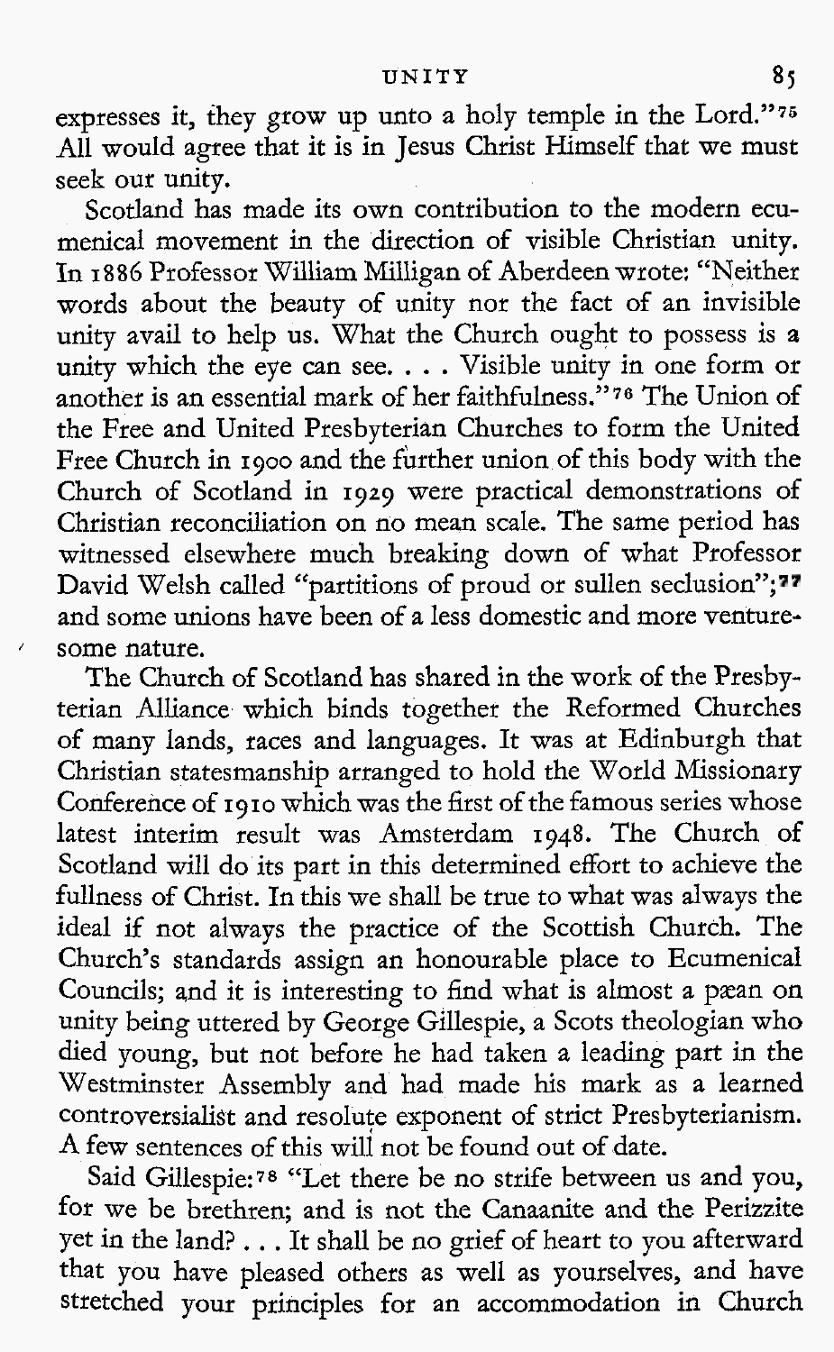expresses it, they grow up unto a holy temple in the Lord."[75] All would agree that it is in Jesus Christ Himself that we must seek our unity.

Scotland has made its own contribution to the modern ecumenical movement in the direction of visible Christian unity. In 1886 Professor William Milligan of Aberdeen wrote: "Neither words about the beauty of unity nor the fact of an invisible unity avail to help us. What the Church ought to possess is a unity which the eye can see. . . . Visible unity in one form or another is an essential mark of her faithfulness."[76] The Union of the Free and United Presbyterian Churches to form the United Free Church in 1900 and the further union of this body with the Church of Scotland in 1929 were practical demonstrations of Christian reconciliation on no mean scale. The same period has witnessed elsewhere much breaking down of what Professor David Welsh called "partitions of proud or sullen seclusion";[77] and some unions have been of a less domestic and more venturesome nature.

The Church of Scotland has shared in the work of the Presbyterian Alliance which binds together the Reformed Churches of many lands, races and languages. It was at Edinburgh that Christian statesmanship arranged to hold the World Missionary Conference of 1910 which was the first of the famous series whose latest interim result was Amsterdam 1948. The Church of Scotland will do its part in this determined effort to achieve the fullness of Christ. In this we shall be true to what was always the ideal if not always the practice of the Scottish Church. The Church's standards assign an honourable place to Ecumenical Councils; and it is interesting to find what is almost a pæan on unity being uttered by George Gillespie, a Scots theologian who died young, but not before he had taken a leading part in the Westminster Assembly and had made his mark as a learned controversialist and resolute exponent of strict Presbyterianism. A few sentences of this will not be found out of date.

Said Gillespie:[78] "Let there be no strife between us and you, for we be brethren; and is not the Canaanite and the Perizzite yet in the land? . . . It shall be no grief of heart to you afterward that you have pleased others as well as yourselves, and have stretched your principles for an accommodation in Church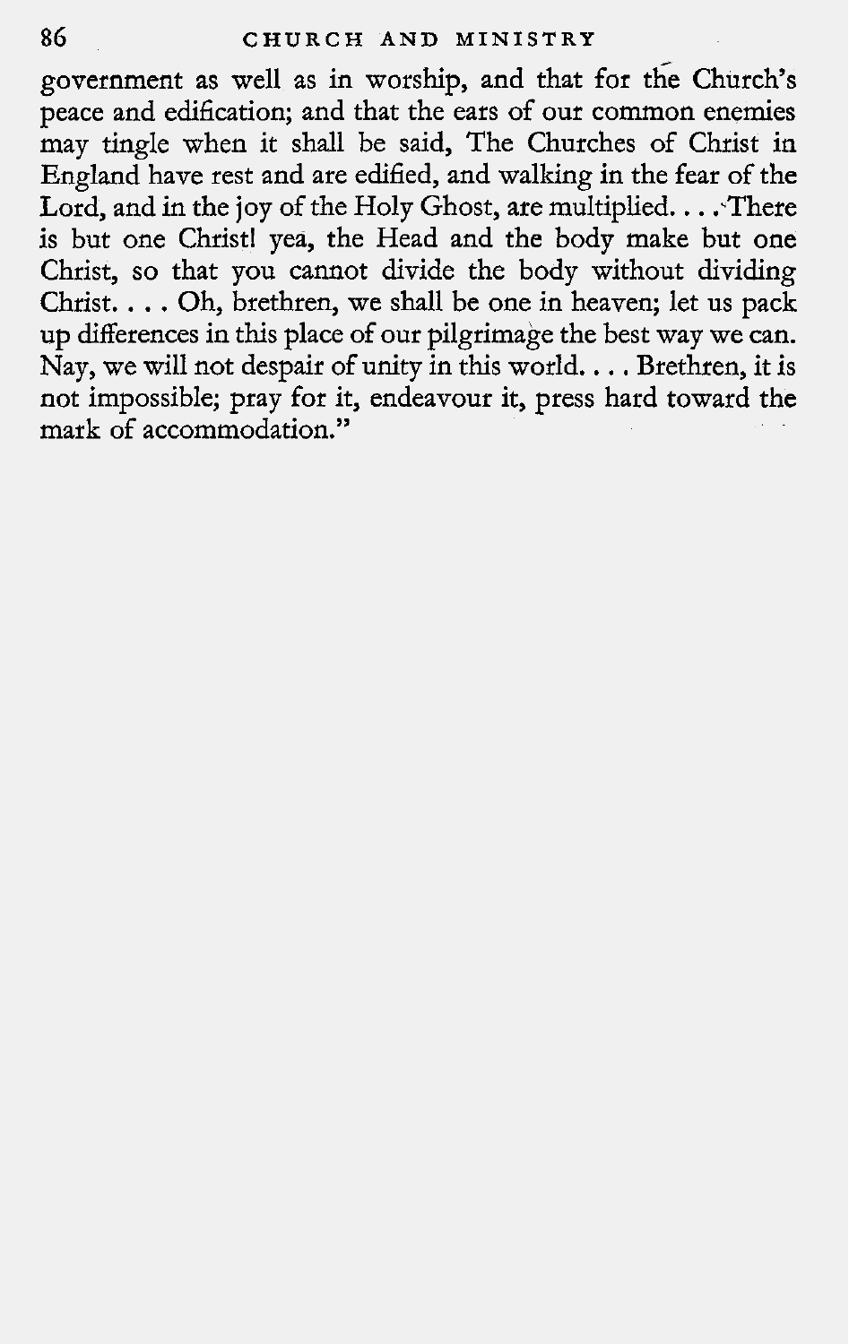government as well as in worship, and that for the Church's peace and edification; and that the ears of our common enemies may tingle when it shall be said, The Churches of Christ in England have rest and are edified, and walking in the fear of the Lord, and in the joy of the Holy Ghost, are multiplied. . . . There is but one Christ! yea, the Head and the body make but one Christ, so that you cannot divide the body without dividing Christ. . . . Oh, brethren, we shall be one in heaven; let us pack up differences in this place of our pilgrimage the best way we can. Nay, we will not despair of unity in this world. . . . Brethren, it is not impossible; pray for it, endeavour it, press hard toward the mark of accommodation."